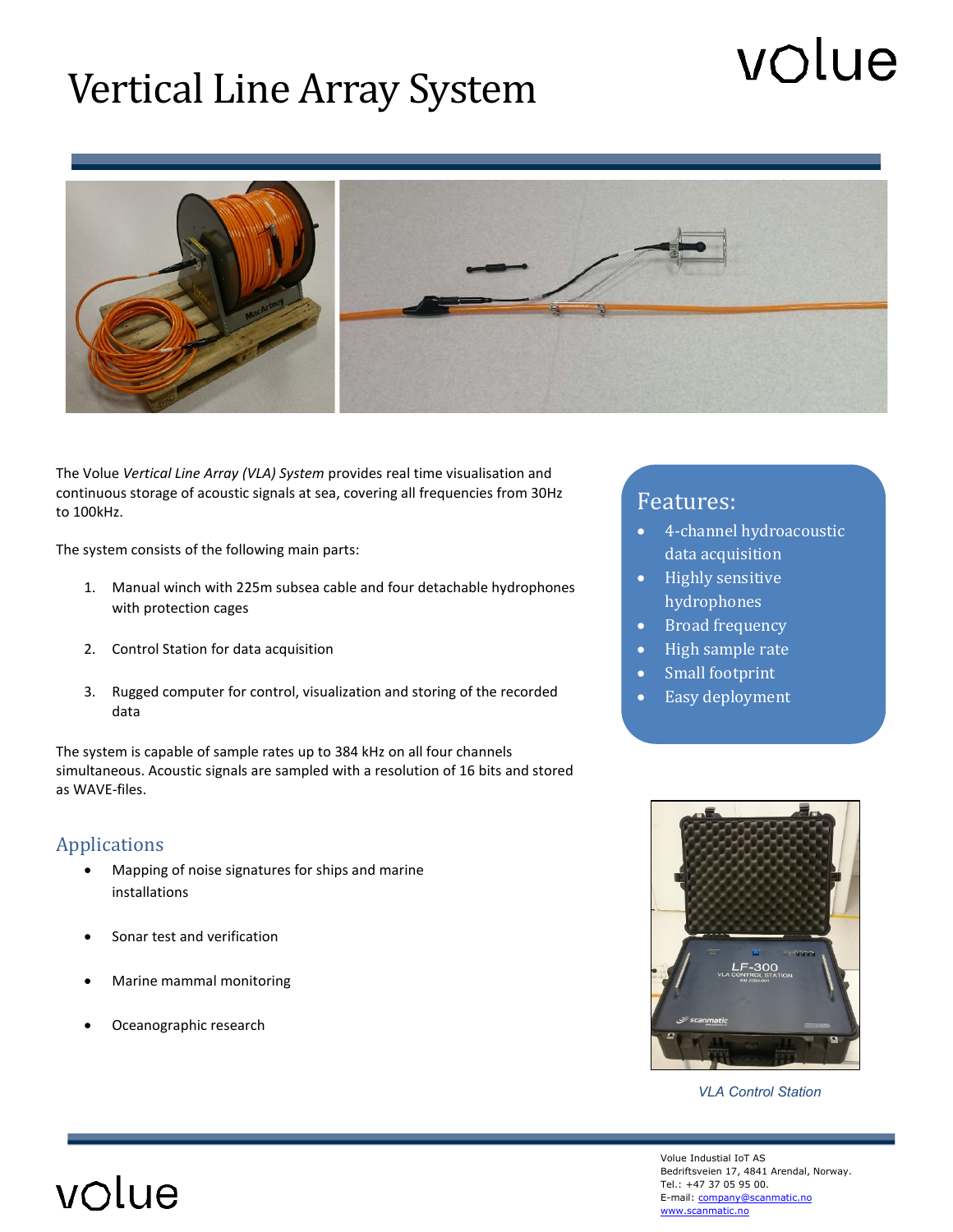# Vertical Line Array System

volue

The Volue *Vertical Line Array (VLA) System* provides real time visualisation and continuous storage of acoustic signals at sea, covering all frequencies from 30Hz to 100kHz.

The system consists of the following main parts:

1. Manual winch with 225m subsea cable and four detachable hydrophones with protection cages
2. Control Station for data acquisition
3. Rugged computer for control, visualization and storing of the recorded data

The system is capable of sample rates up to 384 kHz on all four channels simultaneous. Acoustic signals are sampled with a resolution of 16 bits and stored as WAVE-files.

## Features:

- 4-channel hydroacoustic data acquisition
- Highly sensitive hydrophones
- Broad frequency
- High sample rate
- Small footprint
- Easy deployment

## Applications

- Mapping of noise signatures for ships and marine installations
- Sonar test and verification
- Marine mammal monitoring
- Oceanographic research

*VLA Control Station*

Volue Industial IoT AS
Bedriftsveien 17, 4841 Arendal, Norway.
Tel.: +47 37 05 95 00.
E-mail: company@scanmatic.no
www.scanmatic.no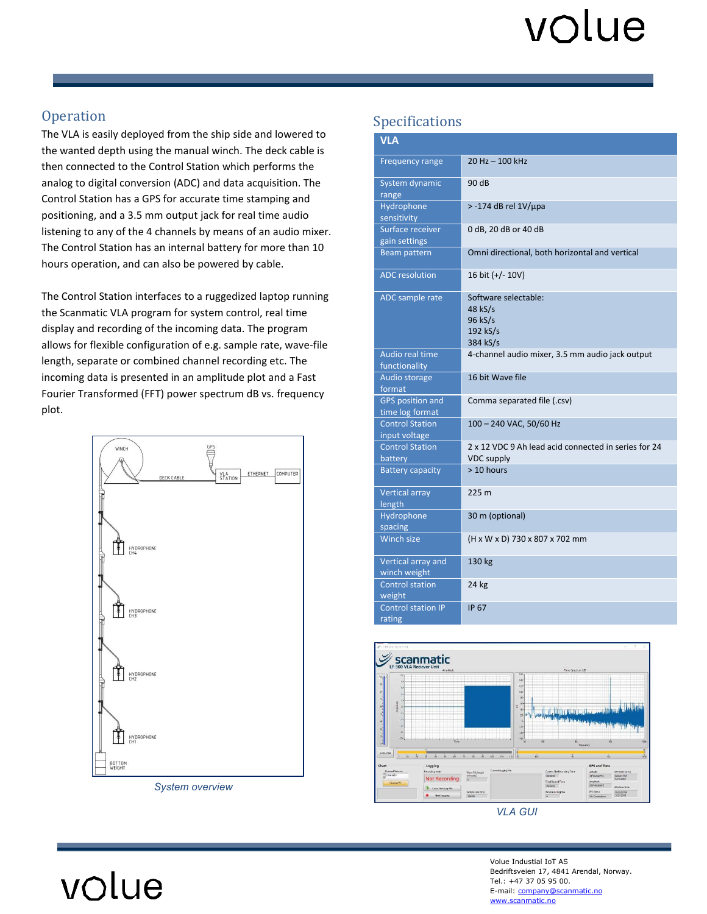## Operation

The VLA is easily deployed from the ship side and lowered to the wanted depth using the manual winch. The deck cable is then connected to the Control Station which performs the analog to digital conversion (ADC) and data acquisition. The Control Station has a GPS for accurate time stamping and positioning, and a 3.5 mm output jack for real time audio listening to any of the 4 channels by means of an audio mixer. The Control Station has an internal battery for more than 10 hours operation, and can also be powered by cable.

The Control Station interfaces to a ruggedized laptop running the Scanmatic VLA program for system control, real time display and recording of the incoming data. The program allows for flexible configuration of e.g. sample rate, wave-file length, separate or combined channel recording etc. The incoming data is presented in an amplitude plot and a Fast Fourier Transformed (FFT) power spectrum dB vs. frequency plot.

*System overview*

## Specifications

| VLA | |
|---|---|
| Frequency range | 20 Hz – 100 kHz |
| System dynamic range | 90 dB |
| Hydrophone sensitivity | > -174 dB rel 1V/µpa |
| Surface receiver gain settings | 0 dB, 20 dB or 40 dB |
| Beam pattern | Omni directional, both horizontal and vertical |
| ADC resolution | 16 bit (+/- 10V) |
| ADC sample rate | Software selectable:<br>48 kS/s<br>96 kS/s<br>192 kS/s<br>384 kS/s |
| Audio real time functionality | 4-channel audio mixer, 3.5 mm audio jack output |
| Audio storage format | 16 bit Wave file |
| GPS position and time log format | Comma separated file (.csv) |
| Control Station input voltage | 100 – 240 VAC, 50/60 Hz |
| Control Station battery | 2 x 12 VDC 9 Ah lead acid connected in series for 24 VDC supply |
| Battery capacity | > 10 hours |
| Vertical array length | 225 m |
| Hydrophone spacing | 30 m (optional) |
| Winch size | (H x W x D) 730 x 807 x 702 mm |
| Vertical array and winch weight | 130 kg |
| Control station weight | 24 kg |
| Control station IP rating | IP 67 |

*VLA GUI*

Volue Industial IoT AS
Bedriftsveien 17, 4841 Arendal, Norway.
Tel.: +47 37 05 95 00.
E-mail: company@scanmatic.no
www.scanmatic.no